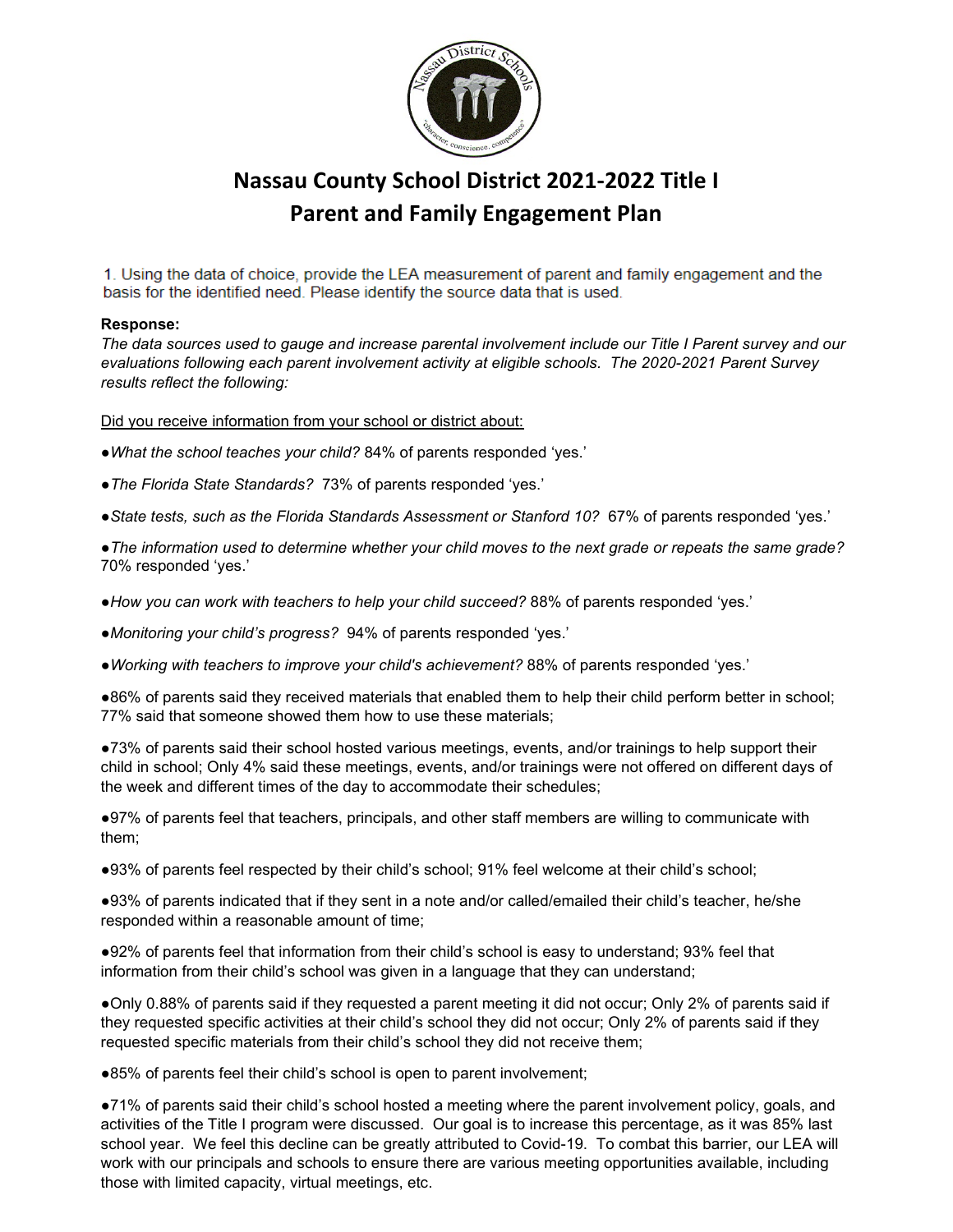# Nassau County School District 2021-2022 Title I Parent and Family Engagement Plan

1. Using the data of choice, provide the LEA measurement of parent and family engagement and the basis for the identified need. Please identify the source data that is used.

**Response:**

*The data sources used to gauge and increase parental involvement include our Title I Parent survey and our evaluations following each parent involvement activity at eligible schools. The 2020-2021 Parent Survey results reflect the following:*

Did you receive information from your school or district about:

●*What the school teaches your child?* 84% of parents responded 'yes.'

●*The Florida State Standards?* 73% of parents responded 'yes.'

●*State tests, such as the Florida Standards Assessment or Stanford 10?* 67% of parents responded 'yes.'

●*The information used to determine whether your child moves to the next grade or repeats the same grade?* 70% responded 'yes.'

●*How you can work with teachers to help your child succeed?* 88% of parents responded 'yes.'

●*Monitoring your child's progress?* 94% of parents responded 'yes.'

●*Working with teachers to improve your child's achievement?* 88% of parents responded 'yes.'

●86% of parents said they received materials that enabled them to help their child perform better in school; 77% said that someone showed them how to use these materials;

●73% of parents said their school hosted various meetings, events, and/or trainings to help support their child in school; Only 4% said these meetings, events, and/or trainings were not offered on different days of the week and different times of the day to accommodate their schedules;

●97% of parents feel that teachers, principals, and other staff members are willing to communicate with them;

●93% of parents feel respected by their child's school; 91% feel welcome at their child's school;

●93% of parents indicated that if they sent in a note and/or called/emailed their child's teacher, he/she responded within a reasonable amount of time;

●92% of parents feel that information from their child's school is easy to understand; 93% feel that information from their child's school was given in a language that they can understand;

●Only 0.88% of parents said if they requested a parent meeting it did not occur; Only 2% of parents said if they requested specific activities at their child's school they did not occur; Only 2% of parents said if they requested specific materials from their child's school they did not receive them;

●85% of parents feel their child's school is open to parent involvement;

●71% of parents said their child's school hosted a meeting where the parent involvement policy, goals, and activities of the Title I program were discussed. Our goal is to increase this percentage, as it was 85% last school year. We feel this decline can be greatly attributed to Covid-19. To combat this barrier, our LEA will work with our principals and schools to ensure there are various meeting opportunities available, including those with limited capacity, virtual meetings, etc.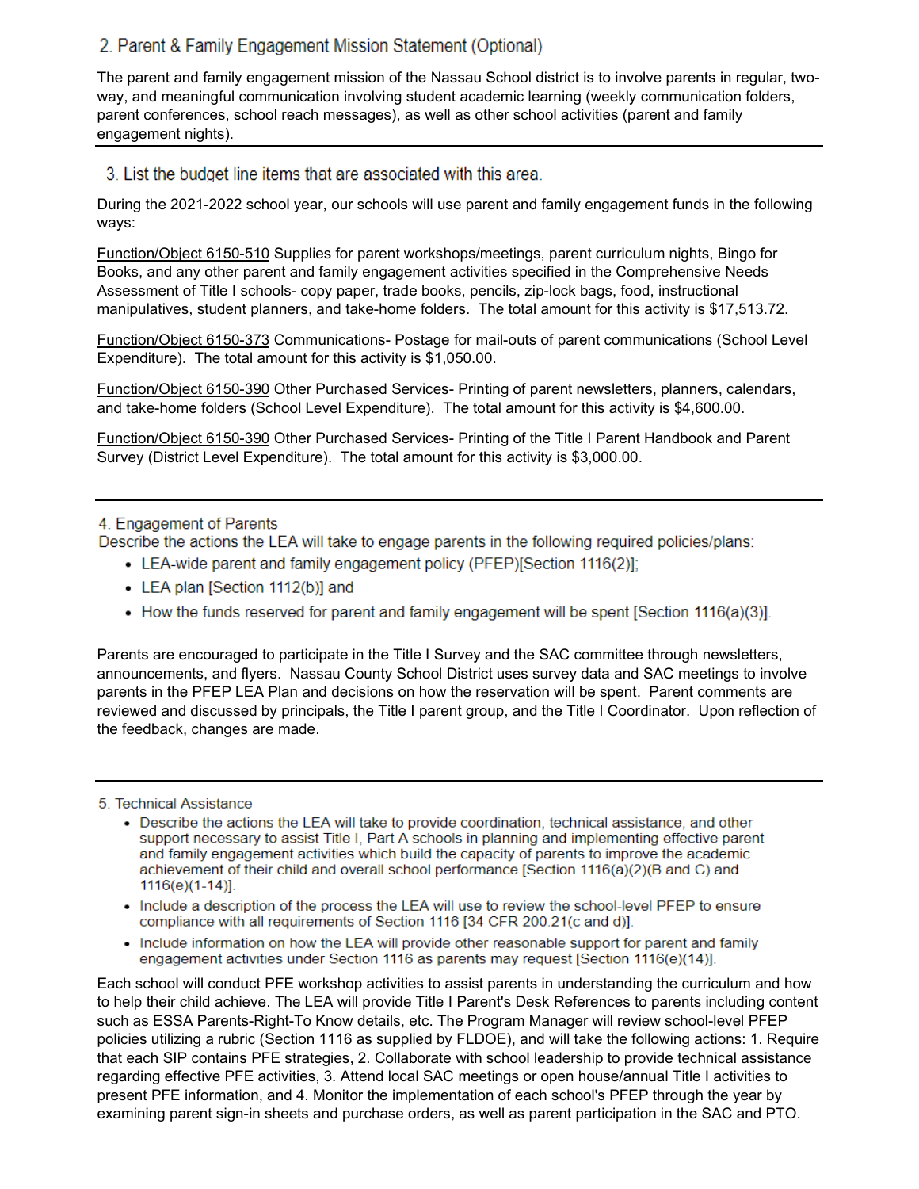## 2. Parent & Family Engagement Mission Statement (Optional)

The parent and family engagement mission of the Nassau School district is to involve parents in regular, two-way, and meaningful communication involving student academic learning (weekly communication folders, parent conferences, school reach messages), as well as other school activities (parent and family engagement nights).

---

## 3. List the budget line items that are associated with this area.

During the 2021-2022 school year, our schools will use parent and family engagement funds in the following ways:

Function/Object 6150-510 Supplies for parent workshops/meetings, parent curriculum nights, Bingo for Books, and any other parent and family engagement activities specified in the Comprehensive Needs Assessment of Title I schools- copy paper, trade books, pencils, zip-lock bags, food, instructional manipulatives, student planners, and take-home folders. The total amount for this activity is $17,513.72.

Function/Object 6150-373 Communications- Postage for mail-outs of parent communications (School Level Expenditure). The total amount for this activity is $1,050.00.

Function/Object 6150-390 Other Purchased Services- Printing of parent newsletters, planners, calendars, and take-home folders (School Level Expenditure). The total amount for this activity is $4,600.00.

Function/Object 6150-390 Other Purchased Services- Printing of the Title I Parent Handbook and Parent Survey (District Level Expenditure). The total amount for this activity is $3,000.00.

---

## 4. Engagement of Parents

Describe the actions the LEA will take to engage parents in the following required policies/plans:

- LEA-wide parent and family engagement policy (PFEP)[Section 1116(2)];
- LEA plan [Section 1112(b)] and
- How the funds reserved for parent and family engagement will be spent [Section 1116(a)(3)].

Parents are encouraged to participate in the Title I Survey and the SAC committee through newsletters, announcements, and flyers. Nassau County School District uses survey data and SAC meetings to involve parents in the PFEP LEA Plan and decisions on how the reservation will be spent. Parent comments are reviewed and discussed by principals, the Title I parent group, and the Title I Coordinator. Upon reflection of the feedback, changes are made.

---

## 5. Technical Assistance

- Describe the actions the LEA will take to provide coordination, technical assistance, and other support necessary to assist Title I, Part A schools in planning and implementing effective parent and family engagement activities which build the capacity of parents to improve the academic achievement of their child and overall school performance [Section 1116(a)(2)(B and C) and 1116(e)(1-14)].
- Include a description of the process the LEA will use to review the school-level PFEP to ensure compliance with all requirements of Section 1116 [34 CFR 200.21(c and d)].
- Include information on how the LEA will provide other reasonable support for parent and family engagement activities under Section 1116 as parents may request [Section 1116(e)(14)].

Each school will conduct PFE workshop activities to assist parents in understanding the curriculum and how to help their child achieve. The LEA will provide Title I Parent's Desk References to parents including content such as ESSA Parents-Right-To Know details, etc. The Program Manager will review school-level PFEP policies utilizing a rubric (Section 1116 as supplied by FLDOE), and will take the following actions: 1. Require that each SIP contains PFE strategies, 2. Collaborate with school leadership to provide technical assistance regarding effective PFE activities, 3. Attend local SAC meetings or open house/annual Title I activities to present PFE information, and 4. Monitor the implementation of each school's PFEP through the year by examining parent sign-in sheets and purchase orders, as well as parent participation in the SAC and PTO.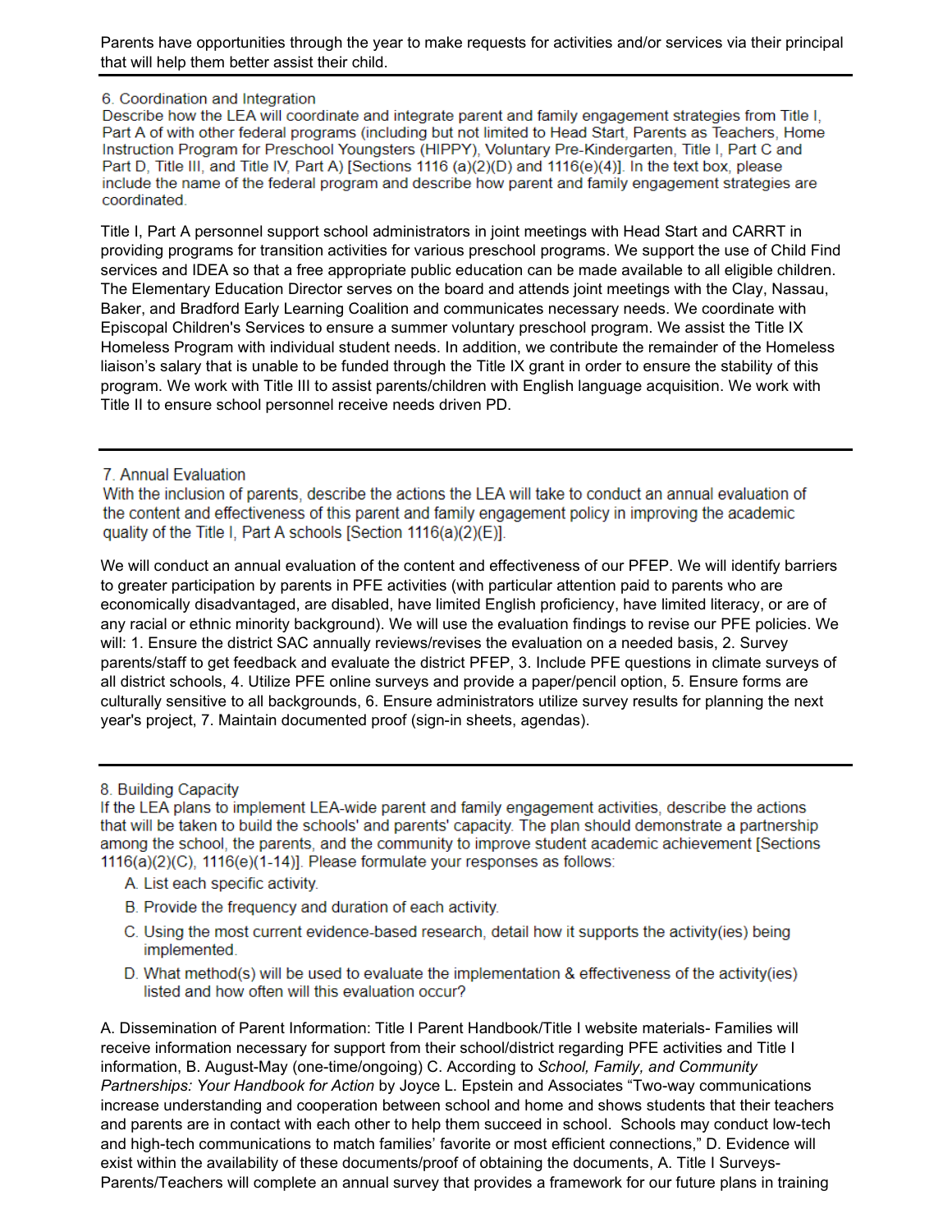Parents have opportunities through the year to make requests for activities and/or services via their principal that will help them better assist their child.

---

6. Coordination and Integration
Describe how the LEA will coordinate and integrate parent and family engagement strategies from Title I, Part A of with other federal programs (including but not limited to Head Start, Parents as Teachers, Home Instruction Program for Preschool Youngsters (HIPPY), Voluntary Pre-Kindergarten, Title I, Part C and Part D, Title III, and Title IV, Part A) [Sections 1116 (a)(2)(D) and 1116(e)(4)]. In the text box, please include the name of the federal program and describe how parent and family engagement strategies are coordinated.

Title I, Part A personnel support school administrators in joint meetings with Head Start and CARRT in providing programs for transition activities for various preschool programs. We support the use of Child Find services and IDEA so that a free appropriate public education can be made available to all eligible children. The Elementary Education Director serves on the board and attends joint meetings with the Clay, Nassau, Baker, and Bradford Early Learning Coalition and communicates necessary needs. We coordinate with Episcopal Children's Services to ensure a summer voluntary preschool program. We assist the Title IX Homeless Program with individual student needs. In addition, we contribute the remainder of the Homeless liaison's salary that is unable to be funded through the Title IX grant in order to ensure the stability of this program. We work with Title III to assist parents/children with English language acquisition. We work with Title II to ensure school personnel receive needs driven PD.

---

7. Annual Evaluation
With the inclusion of parents, describe the actions the LEA will take to conduct an annual evaluation of the content and effectiveness of this parent and family engagement policy in improving the academic quality of the Title I, Part A schools [Section 1116(a)(2)(E)].

We will conduct an annual evaluation of the content and effectiveness of our PFEP. We will identify barriers to greater participation by parents in PFE activities (with particular attention paid to parents who are economically disadvantaged, are disabled, have limited English proficiency, have limited literacy, or are of any racial or ethnic minority background). We will use the evaluation findings to revise our PFE policies. We will: 1. Ensure the district SAC annually reviews/revises the evaluation on a needed basis, 2. Survey parents/staff to get feedback and evaluate the district PFEP, 3. Include PFE questions in climate surveys of all district schools, 4. Utilize PFE online surveys and provide a paper/pencil option, 5. Ensure forms are culturally sensitive to all backgrounds, 6. Ensure administrators utilize survey results for planning the next year's project, 7. Maintain documented proof (sign-in sheets, agendas).

---

8. Building Capacity
If the LEA plans to implement LEA-wide parent and family engagement activities, describe the actions that will be taken to build the schools' and parents' capacity. The plan should demonstrate a partnership among the school, the parents, and the community to improve student academic achievement [Sections 1116(a)(2)(C), 1116(e)(1-14)]. Please formulate your responses as follows:

A. List each specific activity.
B. Provide the frequency and duration of each activity.
C. Using the most current evidence-based research, detail how it supports the activity(ies) being implemented.
D. What method(s) will be used to evaluate the implementation & effectiveness of the activity(ies) listed and how often will this evaluation occur?

A. Dissemination of Parent Information: Title I Parent Handbook/Title I website materials- Families will receive information necessary for support from their school/district regarding PFE activities and Title I information, B. August-May (one-time/ongoing) C. According to *School, Family, and Community Partnerships: Your Handbook for Action* by Joyce L. Epstein and Associates "Two-way communications increase understanding and cooperation between school and home and shows students that their teachers and parents are in contact with each other to help them succeed in school. Schools may conduct low-tech and high-tech communications to match families' favorite or most efficient connections," D. Evidence will exist within the availability of these documents/proof of obtaining the documents, A. Title I Surveys- Parents/Teachers will complete an annual survey that provides a framework for our future plans in training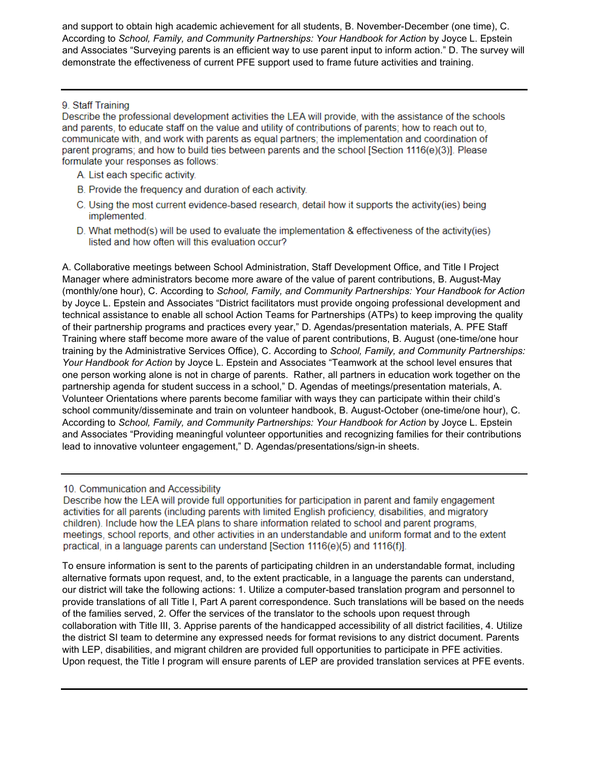and support to obtain high academic achievement for all students, B. November-December (one time), C. According to *School, Family, and Community Partnerships: Your Handbook for Action* by Joyce L. Epstein and Associates "Surveying parents is an efficient way to use parent input to inform action." D. The survey will demonstrate the effectiveness of current PFE support used to frame future activities and training.

---

9. Staff Training

Describe the professional development activities the LEA will provide, with the assistance of the schools and parents, to educate staff on the value and utility of contributions of parents; how to reach out to, communicate with, and work with parents as equal partners; the implementation and coordination of parent programs; and how to build ties between parents and the school [Section 1116(e)(3)]. Please formulate your responses as follows:

A. List each specific activity.

B. Provide the frequency and duration of each activity.

C. Using the most current evidence-based research, detail how it supports the activity(ies) being implemented.

D. What method(s) will be used to evaluate the implementation & effectiveness of the activity(ies) listed and how often will this evaluation occur?

A. Collaborative meetings between School Administration, Staff Development Office, and Title I Project Manager where administrators become more aware of the value of parent contributions, B. August-May (monthly/one hour), C. According to *School, Family, and Community Partnerships: Your Handbook for Action* by Joyce L. Epstein and Associates "District facilitators must provide ongoing professional development and technical assistance to enable all school Action Teams for Partnerships (ATPs) to keep improving the quality of their partnership programs and practices every year," D. Agendas/presentation materials, A. PFE Staff Training where staff become more aware of the value of parent contributions, B. August (one-time/one hour training by the Administrative Services Office), C. According to *School, Family, and Community Partnerships: Your Handbook for Action* by Joyce L. Epstein and Associates "Teamwork at the school level ensures that one person working alone is not in charge of parents. Rather, all partners in education work together on the partnership agenda for student success in a school," D. Agendas of meetings/presentation materials, A. Volunteer Orientations where parents become familiar with ways they can participate within their child's school community/disseminate and train on volunteer handbook, B. August-October (one-time/one hour), C. According to *School, Family, and Community Partnerships: Your Handbook for Action* by Joyce L. Epstein and Associates "Providing meaningful volunteer opportunities and recognizing families for their contributions lead to innovative volunteer engagement," D. Agendas/presentations/sign-in sheets.

---

10. Communication and Accessibility

Describe how the LEA will provide full opportunities for participation in parent and family engagement activities for all parents (including parents with limited English proficiency, disabilities, and migratory children). Include how the LEA plans to share information related to school and parent programs, meetings, school reports, and other activities in an understandable and uniform format and to the extent practical, in a language parents can understand [Section 1116(e)(5) and 1116(f)].

To ensure information is sent to the parents of participating children in an understandable format, including alternative formats upon request, and, to the extent practicable, in a language the parents can understand, our district will take the following actions: 1. Utilize a computer-based translation program and personnel to provide translations of all Title I, Part A parent correspondence. Such translations will be based on the needs of the families served, 2. Offer the services of the translator to the schools upon request through collaboration with Title III, 3. Apprise parents of the handicapped accessibility of all district facilities, 4. Utilize the district SI team to determine any expressed needs for format revisions to any district document. Parents with LEP, disabilities, and migrant children are provided full opportunities to participate in PFE activities. Upon request, the Title I program will ensure parents of LEP are provided translation services at PFE events.

---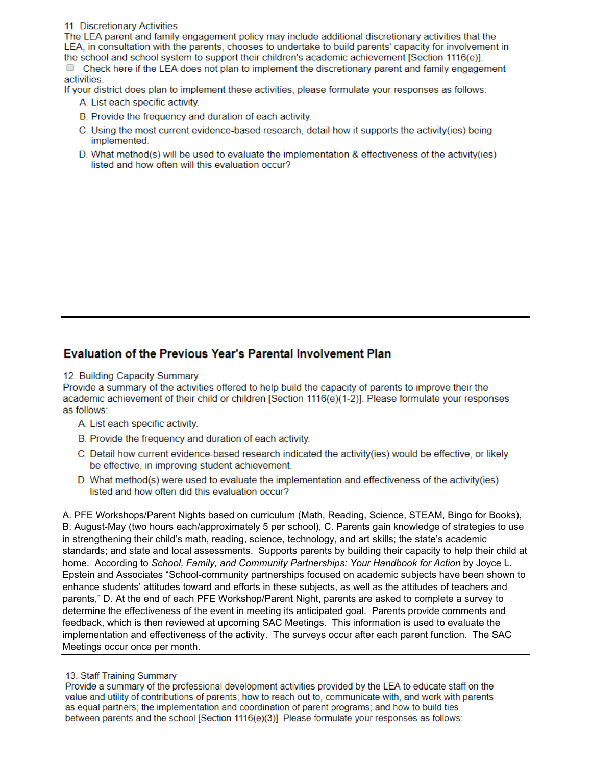11. Discretionary Activities
The LEA parent and family engagement policy may include additional discretionary activities that the LEA, in consultation with the parents, chooses to undertake to build parents' capacity for involvement in the school and school system to support their children's academic achievement [Section 1116(e)].

☐ Check here if the LEA does not plan to implement the discretionary parent and family engagement activities.

If your district does plan to implement these activities, please formulate your responses as follows:

A. List each specific activity.

B. Provide the frequency and duration of each activity.

C. Using the most current evidence-based research, detail how it supports the activity(ies) being implemented.

D. What method(s) will be used to evaluate the implementation & effectiveness of the activity(ies) listed and how often will this evaluation occur?

---

## Evaluation of the Previous Year's Parental Involvement Plan

12. Building Capacity Summary
Provide a summary of the activities offered to help build the capacity of parents to improve their the academic achievement of their child or children [Section 1116(e)(1-2)]. Please formulate your responses as follows:

A. List each specific activity.

B. Provide the frequency and duration of each activity.

C. Detail how current evidence-based research indicated the activity(ies) would be effective, or likely be effective, in improving student achievement.

D. What method(s) were used to evaluate the implementation and effectiveness of the activity(ies) listed and how often did this evaluation occur?

A. PFE Workshops/Parent Nights based on curriculum (Math, Reading, Science, STEAM, Bingo for Books), B. August-May (two hours each/approximately 5 per school), C. Parents gain knowledge of strategies to use in strengthening their child's math, reading, science, technology, and art skills; the state's academic standards; and state and local assessments. Supports parents by building their capacity to help their child at home. According to *School, Family, and Community Partnerships: Your Handbook for Action* by Joyce L. Epstein and Associates "School-community partnerships focused on academic subjects have been shown to enhance students' attitudes toward and efforts in these subjects, as well as the attitudes of teachers and parents," D. At the end of each PFE Workshop/Parent Night, parents are asked to complete a survey to determine the effectiveness of the event in meeting its anticipated goal. Parents provide comments and feedback, which is then reviewed at upcoming SAC Meetings. This information is used to evaluate the implementation and effectiveness of the activity. The surveys occur after each parent function. The SAC Meetings occur once per month.

---

13. Staff Training Summary
Provide a summary of the professional development activities provided by the LEA to educate staff on the value and utility of contributions of parents; how to reach out to, communicate with, and work with parents as equal partners; the implementation and coordination of parent programs; and how to build ties between parents and the school [Section 1116(e)(3)]. Please formulate your responses as follows: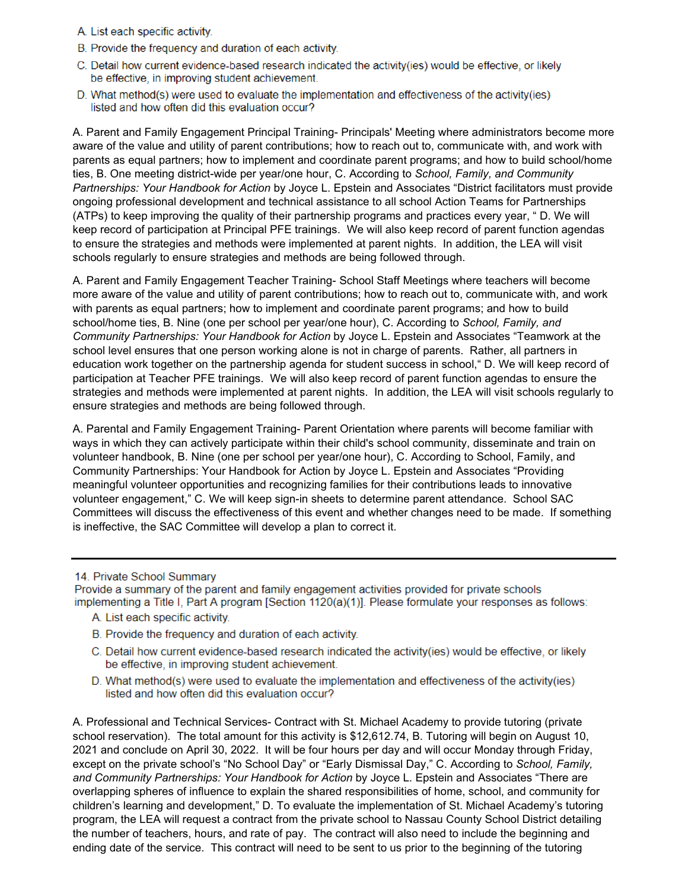A. List each specific activity.
B. Provide the frequency and duration of each activity.
C. Detail how current evidence-based research indicated the activity(ies) would be effective, or likely be effective, in improving student achievement.
D. What method(s) were used to evaluate the implementation and effectiveness of the activity(ies) listed and how often did this evaluation occur?

A. Parent and Family Engagement Principal Training- Principals' Meeting where administrators become more aware of the value and utility of parent contributions; how to reach out to, communicate with, and work with parents as equal partners; how to implement and coordinate parent programs; and how to build school/home ties, B. One meeting district-wide per year/one hour, C. According to *School, Family, and Community Partnerships: Your Handbook for Action* by Joyce L. Epstein and Associates "District facilitators must provide ongoing professional development and technical assistance to all school Action Teams for Partnerships (ATPs) to keep improving the quality of their partnership programs and practices every year, " D. We will keep record of participation at Principal PFE trainings. We will also keep record of parent function agendas to ensure the strategies and methods were implemented at parent nights. In addition, the LEA will visit schools regularly to ensure strategies and methods are being followed through.

A. Parent and Family Engagement Teacher Training- School Staff Meetings where teachers will become more aware of the value and utility of parent contributions; how to reach out to, communicate with, and work with parents as equal partners; how to implement and coordinate parent programs; and how to build school/home ties, B. Nine (one per school per year/one hour), C. According to *School, Family, and Community Partnerships: Your Handbook for Action* by Joyce L. Epstein and Associates "Teamwork at the school level ensures that one person working alone is not in charge of parents. Rather, all partners in education work together on the partnership agenda for student success in school," D. We will keep record of participation at Teacher PFE trainings. We will also keep record of parent function agendas to ensure the strategies and methods were implemented at parent nights. In addition, the LEA will visit schools regularly to ensure strategies and methods are being followed through.

A. Parental and Family Engagement Training- Parent Orientation where parents will become familiar with ways in which they can actively participate within their child's school community, disseminate and train on volunteer handbook, B. Nine (one per school per year/one hour), C. According to School, Family, and Community Partnerships: Your Handbook for Action by Joyce L. Epstein and Associates "Providing meaningful volunteer opportunities and recognizing families for their contributions leads to innovative volunteer engagement," C. We will keep sign-in sheets to determine parent attendance. School SAC Committees will discuss the effectiveness of this event and whether changes need to be made. If something is ineffective, the SAC Committee will develop a plan to correct it.

---

14. Private School Summary
Provide a summary of the parent and family engagement activities provided for private schools implementing a Title I, Part A program [Section 1120(a)(1)]. Please formulate your responses as follows:

A. List each specific activity.
B. Provide the frequency and duration of each activity.
C. Detail how current evidence-based research indicated the activity(ies) would be effective, or likely be effective, in improving student achievement.
D. What method(s) were used to evaluate the implementation and effectiveness of the activity(ies) listed and how often did this evaluation occur?

A. Professional and Technical Services- Contract with St. Michael Academy to provide tutoring (private school reservation). The total amount for this activity is $12,612.74, B. Tutoring will begin on August 10, 2021 and conclude on April 30, 2022. It will be four hours per day and will occur Monday through Friday, except on the private school's "No School Day" or "Early Dismissal Day," C. According to *School, Family, and Community Partnerships: Your Handbook for Action* by Joyce L. Epstein and Associates "There are overlapping spheres of influence to explain the shared responsibilities of home, school, and community for children's learning and development," D. To evaluate the implementation of St. Michael Academy's tutoring program, the LEA will request a contract from the private school to Nassau County School District detailing the number of teachers, hours, and rate of pay. The contract will also need to include the beginning and ending date of the service. This contract will need to be sent to us prior to the beginning of the tutoring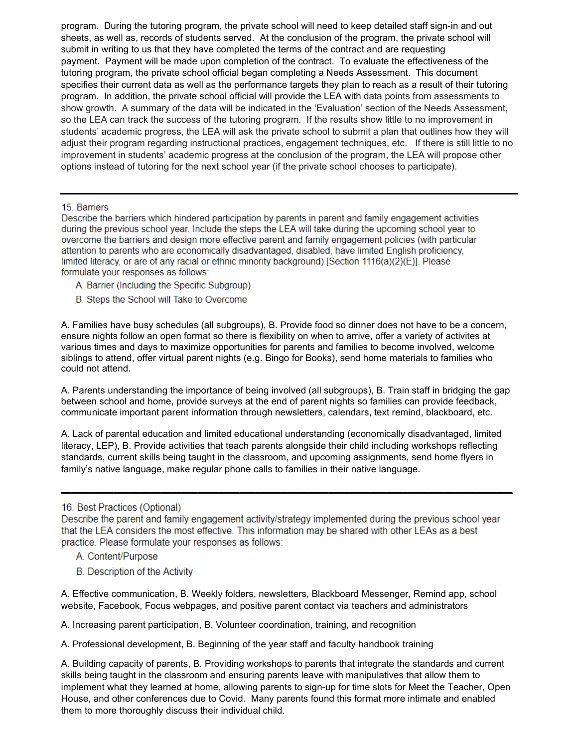program. During the tutoring program, the private school will need to keep detailed staff sign-in and out sheets, as well as, records of students served. At the conclusion of the program, the private school will submit in writing to us that they have completed the terms of the contract and are requesting payment. Payment will be made upon completion of the contract. To evaluate the effectiveness of the tutoring program, the private school official began completing a Needs Assessment. This document specifies their current data as well as the performance targets they plan to reach as a result of their tutoring program. In addition, the private school official will provide the LEA with data points from assessments to show growth. A summary of the data will be indicated in the 'Evaluation' section of the Needs Assessment, so the LEA can track the success of the tutoring program. If the results show little to no improvement in students' academic progress, the LEA will ask the private school to submit a plan that outlines how they will adjust their program regarding instructional practices, engagement techniques, etc. If there is still little to no improvement in students' academic progress at the conclusion of the program, the LEA will propose other options instead of tutoring for the next school year (if the private school chooses to participate).

---

15. Barriers

Describe the barriers which hindered participation by parents in parent and family engagement activities during the previous school year. Include the steps the LEA will take during the upcoming school year to overcome the barriers and design more effective parent and family engagement policies (with particular attention to parents who are economically disadvantaged, disabled, have limited English proficiency, limited literacy, or are of any racial or ethnic minority background) [Section 1116(a)(2)(E)]. Please formulate your responses as follows:

A. Barrier (Including the Specific Subgroup)

B. Steps the School will Take to Overcome

A. Families have busy schedules (all subgroups), B. Provide food so dinner does not have to be a concern, ensure nights follow an open format so there is flexibility on when to arrive, offer a variety of activites at various times and days to maximize opportunities for parents and families to become involved, welcome siblings to attend, offer virtual parent nights (e.g. Bingo for Books), send home materials to families who could not attend.

A. Parents understanding the importance of being involved (all subgroups), B. Train staff in bridging the gap between school and home, provide surveys at the end of parent nights so families can provide feedback, communicate important parent information through newsletters, calendars, text remind, blackboard, etc.

A. Lack of parental education and limited educational understanding (economically disadvantaged, limited literacy, LEP), B. Provide activities that teach parents alongside their child including workshops reflecting standards, current skills being taught in the classroom, and upcoming assignments, send home flyers in family's native language, make regular phone calls to families in their native language.

---

16. Best Practices (Optional)

Describe the parent and family engagement activity/strategy implemented during the previous school year that the LEA considers the most effective. This information may be shared with other LEAs as a best practice. Please formulate your responses as follows:

A. Content/Purpose

B. Description of the Activity

A. Effective communication, B. Weekly folders, newsletters, Blackboard Messenger, Remind app, school website, Facebook, Focus webpages, and positive parent contact via teachers and administrators

A. Increasing parent participation, B. Volunteer coordination, training, and recognition

A. Professional development, B. Beginning of the year staff and faculty handbook training

A. Building capacity of parents, B. Providing workshops to parents that integrate the standards and current skills being taught in the classroom and ensuring parents leave with manipulatives that allow them to implement what they learned at home, allowing parents to sign-up for time slots for Meet the Teacher, Open House, and other conferences due to Covid. Many parents found this format more intimate and enabled them to more thoroughly discuss their individual child.